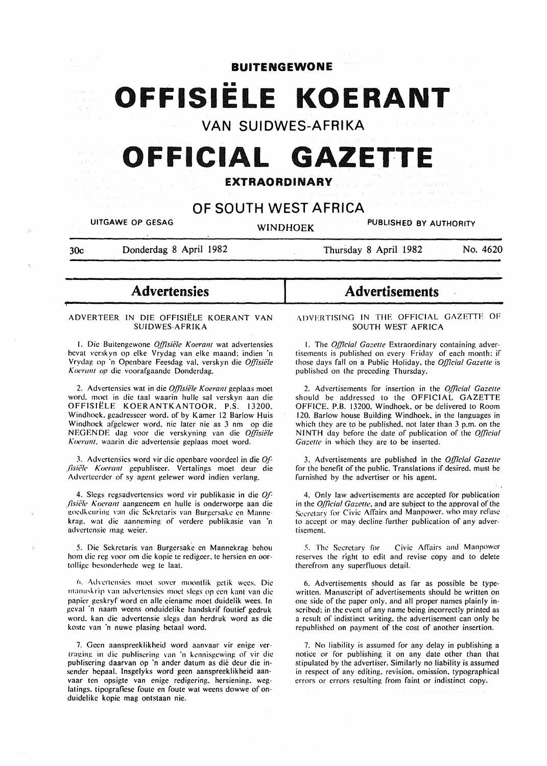# BUITENGEWONE

# OFFISIËLE KOERANT

## VAN SUIDWES-AFRIKA

# OFFICIAL GAZETTE

## EXTRAORDINARY

## OF SOUTH WEST AFRICA

UITGAWE OP GESAG — WINDHOEK — PUBLISHED BY AUTHORITY

30c — Donderdag 8 April 1982 — Thursday 8 April 1982 — No. 4620

## Advertensies

### ADVERTEER IN DIE OFFISIËLE KOERANT VAN SUIDWES-AFRIKA

1. Die Buitengewone *Offisiële Koerant* wat advertensies bevat verskyn op elke Vrydag van elke maand; indien 'n Vrydag op 'n Openbare Feesdag val, verskyn die *Offisiële Koerant* op die voorafgaande Donderdag.

2. Advertensies wat in die *Offisiële Koerant* geplaas moet word, moet in die taal waarin hulle sal verskyn aan die OFFISIËLE KOERANTKANTOOR, P.S. 13200, Windhoek, geadresseer word, of by Kamer 12 Barlow Huis Windhoek afgelewer word, nie later nie as 3 nm op die NEGENDE dag voor die verskyning van die *Offisiële Koerant*, waarin die advertensie geplaas moet word.

3. Advertensies word vir die openbare voordeel in die *Offisiële Koerant* gepubliseer. Vertalings moet deur die Adverteerder of sy agent gelewer word indien verlang.

4. Slegs regsadvertensies word vir publikasie in die *Offisiële Koerant* aangeneem en hulle is onderworpe aan die goedkeuring van die Sekretaris van Burgersake en Mannekrag, wat die aanneming of verdere publikasie van 'n advertensie mag weier.

5. Die Sekretaris van Burgersake en Mannekrag behou hom die reg voor om die kopie te redigeer, te hersien en oortollige besonderhede weg te laat.

6. Advertensies moet sover moontlik getik wees. Die manuskrip van advertensies moet slegs op een kant van die papier geskryf word en alle eiename moet duidelik wees. In geval 'n naam weens onduidelike handskrif foutief gedruk word, kan die advertensie slegs dan herdruk word as die koste van 'n nuwe plasing betaal word.

7. Geen aanspreeklikheid word aanvaar vir enige vertraging in die publisering van 'n kennisgewing of vir die publisering daarvan op 'n ander datum as dié deur die insender bepaal. Insgelyks word geen aanspreeklikheid aanvaar ten opsigte van enige redigering, hersiening, weglatings, tipografiese foute en foute wat weens dowwe of onduidelike kopie mag ontstaan nie.

## Advertisements

### ADVERTISING IN THE OFFICIAL GAZETTE OF SOUTH WEST AFRICA

1. The *Official Gazette* Extraordinary containing advertisements is published on every Friday of each month; if those days fall on a Public Holiday, the *Official Gazette* is published on the preceding Thursday.

2. Advertisements for insertion in the *Official Gazette* should be addressed to the OFFICIAL GAZETTE OFFICE, P.B. 13200, Windhoek, or be delivered to Room 120, Barlow house Building Windhoek, in the languages in which they are to be published, not later than 3 p.m. on the NINTH day before the date of publication of the *Official Gazette* in which they are to be inserted.

3. Advertisements are published in the *Official Gazette* for the benefit of the public. Translations if desired, must be furnished by the advertiser or his agent.

4. Only law advertisements are accepted for publication in the *Official Gazette*, and are subject to the approval of the Secretary for Civic Affairs and Manpower, who may refuse to accept or may decline further publication of any advertisement.

5. The Secretary for Civic Affairs and Manpower reserves the right to edit and revise copy and to delete therefrom any superfluous detail.

6. Advertisements should as far as possible be typewritten. Manuscript of advertisements should be written on one side of the paper only, and all proper names plainly inscribed; in the event of any name being incorrectly printed as a result of indistinct writing, the advertisement can only be republished on payment of the cost of another insertion.

7. No liability is assumed for any delay in publishing a notice or for publishing it on any date other than that stipulated by the advertiser. Similarly no liability is assumed in respect of any editing, revision, omission, typographical errors or errors resulting from faint or indistinct copy.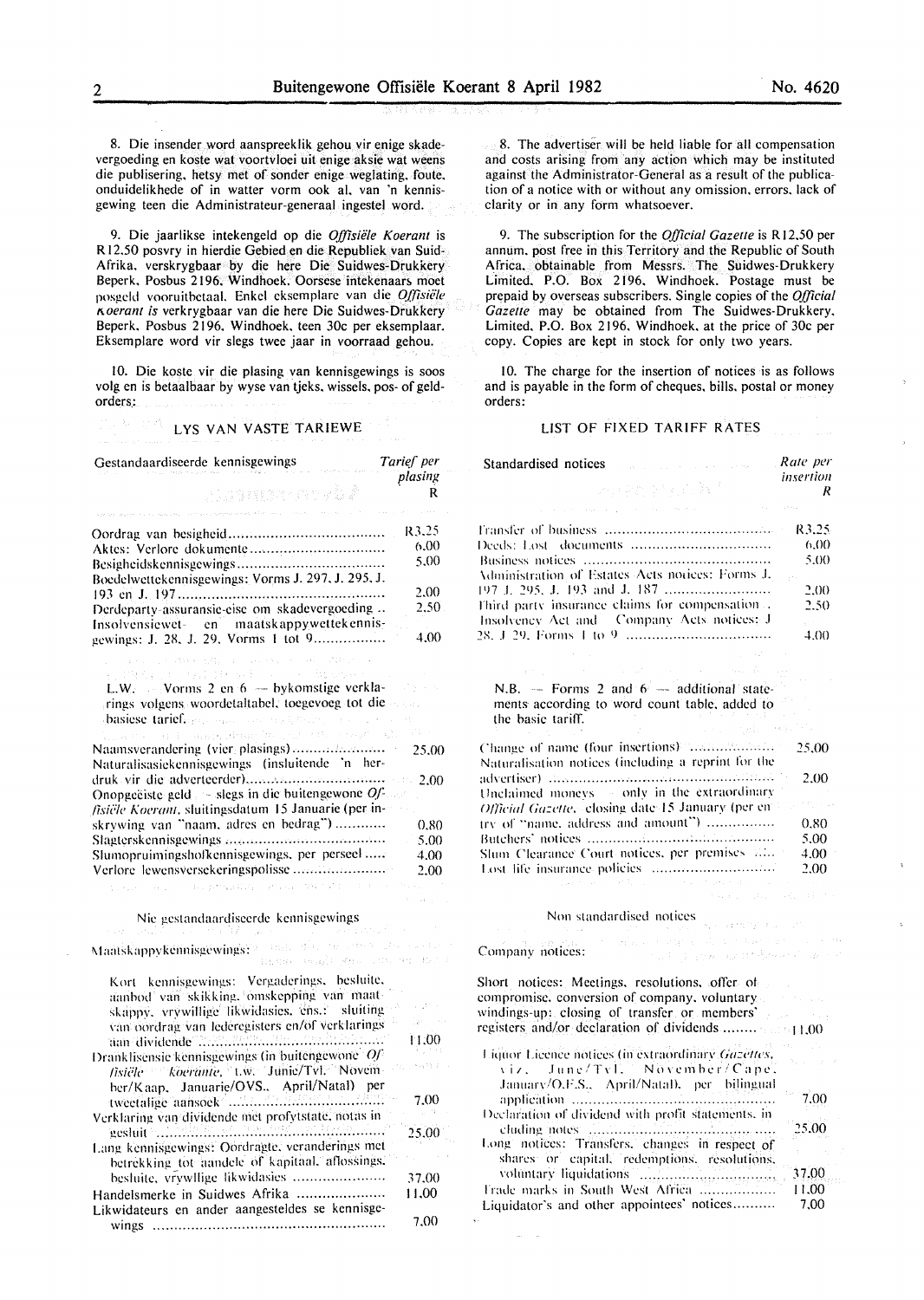8. Die insender word aanspreeklik gehou vir enige skadevergoeding en koste wat voortvloei uit enige aksie wat weens die publisering, hetsy met of sonder enige weglating, foute, onduidelikhede of in watter vorm ook al, van 'n kennisgewing teen die Administrateur-generaal ingestel word.

9. Die jaarlikse intekengeld op die *Offisiële Koerant* is R12.50 posvry in hierdie Gebied en die Republiek van Suid-Afrika, verskrygbaar by die here Die Suidwes-Drukkery Beperk, Posbus 2196, Windhoek. Oorsese intekenaars moet posgeld vooruitbetaal. Enkel eksemplare van die *Offisiële Koerant is* verkrygbaar van die here Die Suidwes-Drukkery Beperk, Posbus 2196, Windhoek, teen 30c per eksemplaar. Eksemplare word vir slegs twee jaar in voorraad gehou.

10. Die koste vir die plasing van kennisgewings is soos volg en is betaalbaar by wyse van tjeks, wissels, pos- of geldorders:

## LYS VAN VASTE TARIEWE

| Gestandaardiseerde kennisgewings | *Tarief per plasing* R |
|---|---|
| Oordrag van besigheid | R3.25 |
| Aktes: Verlore dokumente | 6.00 |
| Besigheidskennisgewings | 5.00 |
| Boedelwettekennisgewings: Vorms J. 297, J. 295, J. 193 en J. 197 | 2.00 |
| Derdeparty-assuransie-eise om skadevergoeding | 2.50 |
| Insolvensiewet- en maatskappywettekennisgewings: J. 28, J. 29, Vorms 1 tot 9 | 4.00 |

L.W. — Vorms 2 en 6 — bykomstige verklarings volgens woordetaltabel, toegevoeg tot die basiese tarief.

| | |
|---|---|
| Naamsverandering (vier plasings) | 25.00 |
| Naturalisasiekennisgewings (insluitende 'n herdruk vir die adverteerder) | 2.00 |
| Onopgeëiste geld — slegs in die buitengewone *Offisiële Koerant*, sluitingsdatum 15 Januarie (per inskrywing van "naam, adres en bedrag") | 0.80 |
| Slagterskennisgewings | 5.00 |
| Slumopruimingshofkennisgewings, per perseel | 4.00 |
| Verlore lewensversekeringspolisse | 2.00 |

### Nie gestandaardiseerde kennisgewings

Maatskappykennisgewings:

| | |
|---|---|
| Kort kennisgewings: Vergaderings, besluite, aanbod van skikking, omskepping van maatskappy, vrywillige likwidasies, ens.: sluiting van oordrag van lederegisters en/of verklarings aan dividende | 11.00 |
| Dranklisensie kennisgewings (in buitengewone *Offisiële koerante*, t.w. Junie/Tvl. November/Kaap, Januarie/OVS., April/Natal) per tweetalige aansoek | 7.00 |
| Verklaring van dividende met profytstate, notas in gesluit | 25.00 |
| Lang kennisgewings: Oordragte, veranderings met betrekking tot aandele of kapitaal, aflossings, besluite, vrywllige likwidasies | 37.00 |
| Handelsmerke in Suidwes Afrika | 11.00 |
| Likwidateurs en ander aangesteldes se kennisgewings | 7.00 |

8. The advertiser will be held liable for all compensation and costs arising from any action which may be instituted against the Administrator-General as a result of the publication of a notice with or without any omission, errors, lack of clarity or in any form whatsoever.

9. The subscription for the *Official Gazette* is R12,50 per annum, post free in this Territory and the Republic of South Africa, obtainable from Messrs. The Suidwes-Drukkery Limited, P.O. Box 2196, Windhoek. Postage must be prepaid by overseas subscribers. Single copies of the *Official Gazette* may be obtained from The Suidwes-Drukkery, Limited, P.O. Box 2196, Windhoek, at the price of 30c per copy. Copies are kept in stock for only two years.

10. The charge for the insertion of notices is as follows and is payable in the form of cheques, bills, postal or money orders:

## LIST OF FIXED TARIFF RATES

| Standardised notices | *Rate per insertion* *R* |
|---|---|
| Transfer of business | R3.25 |
| Deeds: Lost documents | 6.00 |
| Business notices | 5.00 |
| Administration of Estates Acts notices: Forms J. 197 J. 295, J. 193 and J. 187 | 2.00 |
| Third party insurance claims for compensation | 2.50 |
| Insolvency Act and Company Acts notices: J 28, J 29, Forms 1 to 9 | 4.00 |

N.B. — Forms 2 and 6 — additional statements according to word count table, added to the basic tariff.

| | |
|---|---|
| Change of name (four insertions) | 25.00 |
| Naturalisation notices (including a reprint for the advertiser) | 2.00 |
| Unclaimed moneys — only in the extraordinary *Official Gazette*, closing date 15 January (per entry of "name, address and amount") | 0.80 |
| Butchers' notices | 5.00 |
| Slum Clearance Court notices, per premises | 4.00 |
| Lost life insurance policies | 2.00 |

### Non standardised notices

Company notices:

| | |
|---|---|
| Short notices: Meetings, resolutions, offer of compromise, conversion of company, voluntary windings-up: closing of transfer or members' registers and/or declaration of dividends | 11.00 |
| Liquor Licence notices (in extraordinary *Gazettes*, viz. June/Tvl. November/Cape, January/O.F.S., April/Natal), per bilingual application | 7.00 |
| Declaration of dividend with profit statements, including notes | 25.00 |
| Long notices: Transfers, changes in respect of shares or capital, redemptions, resolutions, voluntary liquidations | 37.00 |
| Trade marks in South West Africa | 11.00 |
| Liquidator's and other appointees' notices | 7.00 |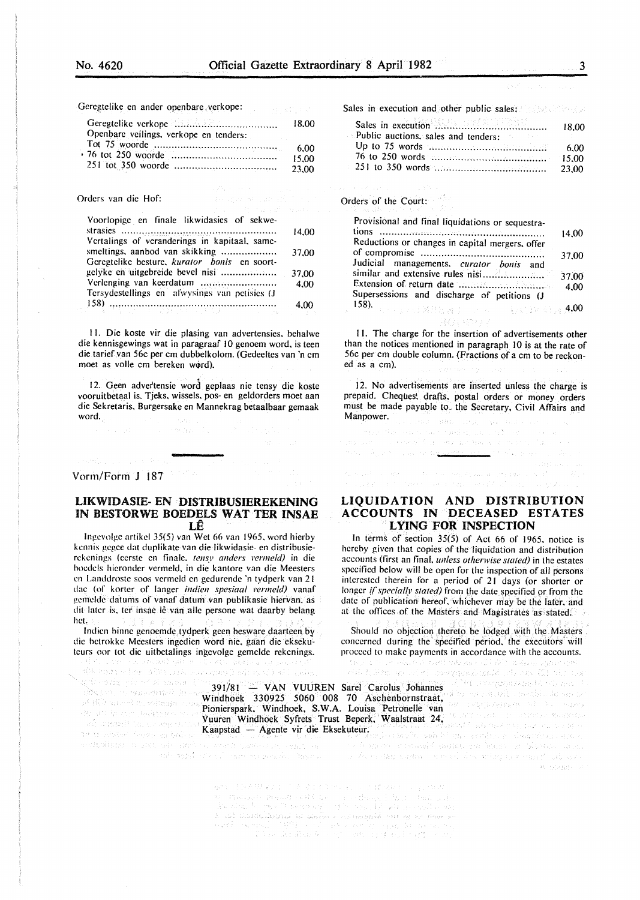Geregtelike en ander openbare verkope:

| | |
|---|---|
| Geregtelike verkope | 18,00 |
| Openbare veilings, verkope en tenders: | |
| Tot 75 woorde | 6,00 |
| 76 tot 250 woorde | 15,00 |
| 251 tot 350 woorde | 23,00 |

Orders van die Hof:

| | |
|---|---|
| Voorlopige en finale likwidasies of sekwestrasies | 14,00 |
| Vertalings of veranderings in kapitaal, samesmeltings, aanbod van skikking | 37,00 |
| Geregtelike besture, *kurator bonis* en soortgelyke en uitgebreide bevel nisi | 37,00 |
| Verlenging van keerdatum | 4,00 |
| Tersydestellings en afwysings van petisies (J 158) | 4,00 |

11. Die koste vir die plasing van advertensies, behalwe die kennisgewings wat in paragraaf 10 genoem word, is teen die tarief van 56c per cm dubbelkolom. (Gedeeltes van 'n cm moet as volle cm bereken word).

12. Geen advertensie word geplaas nie tensy die koste vooruitbetaal is. Tjeks, wissels, pos- en geldorders moet aan die Sekretaris, Burgersake en Mannekrag betaalbaar gemaak word.

Sales in execution and other public sales:

| | |
|---|---|
| Sales in execution | 18,00 |
| Public auctions, sales and tenders: | |
| Up to 75 words | 6,00 |
| 76 to 250 words | 15,00 |
| 251 to 350 words | 23,00 |

Orders of the Court:

| | |
|---|---|
| Provisional and final liquidations or sequestrations | 14,00 |
| Reductions or changes in capital mergers, offer of compromise | 37,00 |
| Judicial managements, *curator bonis* and similar and extensive rules nisi | 37,00 |
| Extension of return date | 4,00 |
| Supersessions and discharge of petitions (J 158). | 4,00 |

11. The charge for the insertion of advertisements other than the notices mentioned in paragraph 10 is at the rate of 56c per cm double column. (Fractions of a cm to be reckoned as a cm).

12. No advertisements are inserted unless the charge is prepaid. Cheques, drafts, postal orders or money orders must be made payable to the Secretary, Civil Affairs and Manpower.

Vorm/Form J 187

## LIKWIDASIE- EN DISTRIBUSIEREKENING IN BESTORWE BOEDELS WAT TER INSAE LÊ

Ingevolge artikel 35(5) van Wet 66 van 1965, word hierby kennis gegee dat duplikate van die likwidasie- en distribusierekenings (eerste en finale, *tensy anders vermeld)* in die boedels hieronder vermeld, in die kantore van die Meesters en Landdroste soos vermeld en gedurende 'n tydperk van 21 dae (of korter of langer *indien spesiaal vermeld)* vanaf gemelde datums of vanaf datum van publikasie hiervan, as dit later is, ter insae lê van alle persone wat daarby belang het.

Indien binne genoemde tydperk geen besware daarteen by die betrokke Meesters ingedien word nie, gaan die eksekuteurs oor tot die uitbetalings ingevolge gemelde rekenings.

## LIQUIDATION AND DISTRIBUTION ACCOUNTS IN DECEASED ESTATES LYING FOR INSPECTION

In terms of section 35(5) of Act 66 of 1965, notice is hereby given that copies of the liquidation and distribution accounts (first an final, *unless otherwise stated)* in the estates specified below will be open for the inspection of all persons interested therein for a period of 21 days (or shorter or longer *if specially stated)* from the date specified or from the date of publication hereof, whichever may be the later, and at the offices of the Masters and Magistrates as stated.

Should no objection thereto be lodged with the Masters concerned during the specified period, the executors will proceed to make payments in accordance with the accounts.

391/81 — VAN VUUREN Sarel Carolus Johannes Windhoek 330925 5060 008 70 Aschenbornstraat, Pionierspark, Windhoek, S.W.A. Louisa Petronelle van Vuuren Windhoek Syfrets Trust Beperk, Waalstraat 24, Kaapstad — Agente vir die Eksekuteur.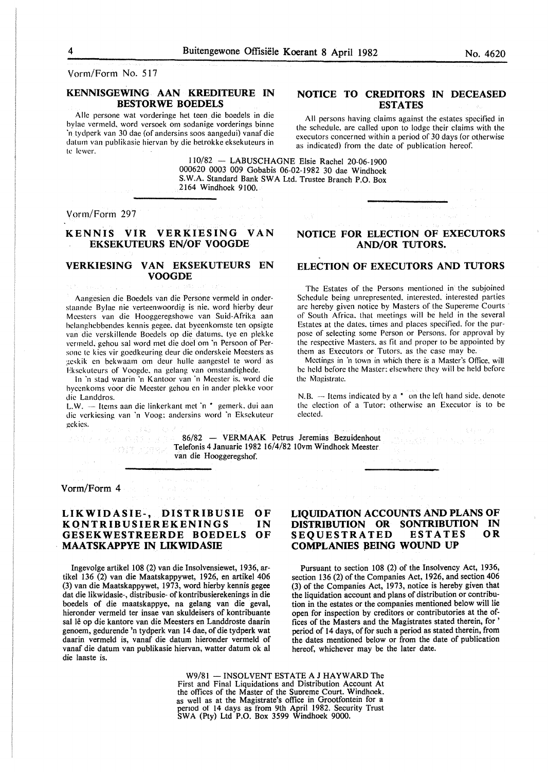Vorm/Form No. 517

## KENNISGEWING AAN KREDITEURE IN BESTORWE BOEDELS

Alle persone wat vorderinge het teen die boedels in die bylae vermeld, word versoek om sodanige vorderings binne 'n tydperk van 30 dae (of andersins soos aangedui) vanaf die datum van publikasie hiervan by die betrokke eksekuteurs in te lewer.

## NOTICE TO CREDITORS IN DECEASED ESTATES

All persons having claims against the estates specified in the schedule, are called upon to lodge their claims with the executors concerned within a period of 30 days (or otherwise as indicated) from the date of publication hereof.

110/82 — LABUSCHAGNE Elsie Rachel 20-06-1900 000620 0003 009 Gobabis 06-02-1982 30 dae Windhoek S.W.A. Standard Bank SWA Ltd. Trustee Branch P.O. Box 2164 Windhoek 9100.

---

Vorm/Form 297

## KENNIS VIR VERKIESING VAN EKSEKUTEURS EN/OF VOOGDE

### VERKIESING VAN EKSEKUTEURS EN VOOGDE

Aangesien die Boedels van die Persone vermeld in onderstaande Bylae nie verteenwoordig is nie, word hierby deur Meesters van die Hooggeregshowe van Suid-Afrika aan belanghebbendes kennis gegee, dat byeenkomste ten opsigte van die verskillende Boedels op die datums, tye en plekke vermeld, gehou sal word met die doel om 'n Persoon of Persone te kies vir goedkeuring deur die onderskeie Meesters as geskik en bekwaam om deur hulle aangestel te word as Eksekuteurs of Voogde, na gelang van omstandighede.

In 'n stad waarin 'n Kantoor van 'n Meester is, word die byeenkoms voor die Meester gehou en in ander plekke voor die Landdros.

L.W. — Items aan die linkerkant met 'n * gemerk, dui aan die verkiesing van 'n Voog; andersins word 'n Eksekuteur gekies.

## NOTICE FOR ELECTION OF EXECUTORS AND/OR TUTORS.

### ELECTION OF EXECUTORS AND TUTORS

The Estates of the Persons mentioned in the subjoined Schedule being unrepresented, interested, interested parties are hereby given notice by Masters of the Supereme Courts of South Africa, that meetings will be held in the several Estates at the dates, times and places specified, for the purpose of selecting some Person or Persons, for approval by the respective Masters, as fit and proper to be appointed by them as Executors or Tutors, as the case may be.

Meetings in 'n town in which there is a Master's Office, will be held before the Master; elsewhere they will be held before the Magistrate.

N.B. — Items indicated by a * on the left hand side, denote the election of a Tutor; otherwise an Executor is to be elected.

86/82 — VERMAAK Petrus Jeremias Bezuidenhout Telefonis 4 Januarie 1982 16/4/82 10vm Windhoek Meester van die Hooggeregshof.

---

Vorm/Form 4

## LIKWIDASIE-, DISTRIBUSIE OF KONTRIBUSIEREKENINGS IN GESEKWESTREERDE BOEDELS OF MAATSKAPPYE IN LIKWIDASIE

Ingevolge artikel 108 (2) van die Insolvensiewet, 1936, artikel 136 (2) van die Maatskappywet, 1926, en artikel 406 (3) van die Maatskappywet, 1973, word hierby kennis gegee dat die likwidasie-, distribusie- of kontribusierekenings in die boedels of die maatskappye, na gelang van die geval, hieronder vermeld ter insae van skuldeisers of kontribuante sal lê op die kantore van die Meesters en Landdroste daarin genoem, gedurende 'n tydperk van 14 dae, of die tydperk wat daarin vermeld is, vanaf die datum hieronder vermeld of vanaf die datum van publikasie hiervan, watter datum ok al die laaste is.

## LIQUIDATION ACCOUNTS AND PLANS OF DISTRIBUTION OR SONTRIBUTION IN SEQUESTRATED ESTATES OR COMPLANIES BEING WOUND UP

Pursuant to section 108 (2) of the Insolvency Act, 1936, section 136 (2) of the Companies Act, 1926, and section 406 (3) of the Companies Act, 1973, notice is hereby given that the liquidation account and plans of distribution or contribution in the estates or the companies mentioned below will lie open for inspection by creditors or contributories at the offices of the Masters and the Magistrates stated therein, for ' period of 14 days, of for such a period as stated therein, from the dates mentioned below or from the date of publication hereof, whichever may be the later date.

W9/81 — INSOLVENT ESTATE A J HAYWARD The First and Final Liquidations and Distribution Account At the offices of the Master of the Suoreme Court. Windhoek. as well as at the Magistrate's office in Grootfontein for a period of 14 days as from 9th April 1982. Security Trust SWA (Pty) Ltd P.O. Box 3599 Windhoek 9000.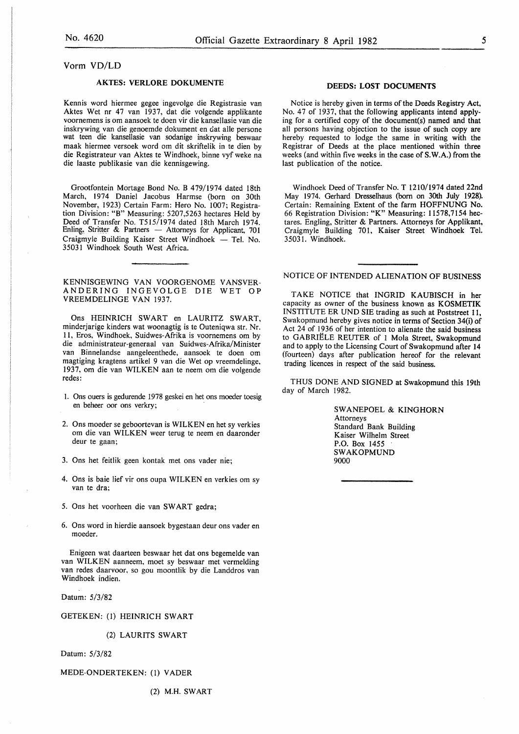Vorm VD/LD

### AKTES: VERLORE DOKUMENTE

Kennis word hiermee gegee ingevolge die Registrasie van Aktes Wet nr 47 van 1937, dat die volgende applikante voornemens is om aansoek te doen vir die kansellasie van die inskrywing van die genoemde dokument en dat alle persone wat teen die kansellasie van sodanige inskrywing beswaar maak hiermee versoek word om dit skriftelik in te dien by die Registrateur van Aktes te Windhoek, binne vyf weke na die laaste publikasie van die kennisgewing.

Grootfontein Mortage Bond No. B 479/1974 dated 18th March, 1974 Daniel Jacobus Harmse (born on 30th November, 1923) Certain Farm: Hero No. 1007; Registration Division: "B" Measuring: 5207,5263 hectares Held by Deed of Transfer No. T515/1974 dated 18th March 1974. Enling, Stritter & Partners — Attorneys for Applicant, 701 Craigmyle Building Kaiser Street Windhoek — Tel. No. 35031 Windhoek South West Africa.

KENNISGEWING VAN VOORGENOME VANSVERANDERING INGEVOLGE DIE WET OP VREEMDELINGE VAN 1937.

Ons HEINRICH SWART en LAURITZ SWART, minderjarige kinders wat woonagtig is te Outeniqwa str. Nr. 11, Eros, Windhoek, Suidwes-Afrika is voornemens om by die administrateur-generaal van Suidwes-Afrika/Minister van Binnelandse aangeleenthede, aansoek te doen om magtiging kragtens artikel 9 van die Wet op vreemdelinge, 1937, om die van WILKEN aan te neem om die volgende redes:

1. Ons ouers is gedurende 1978 geskei en het ons moeder toesig en beheer oor ons verkry;
2. Ons moeder se geboortevan is WILKEN en het sy verkies om die van WILKEN weer terug te neem en daaronder deur te gaan;
3. Ons het feitlik geen kontak met ons vader nie;
4. Ons is baie lief vir ons oupa WILKEN en verkies om sy van te dra;
5. Ons het voorheen die van SWART gedra;
6. Ons word in hierdie aansoek bygestaan deur ons vader en moeder.

Enigeen wat daarteen beswaar het dat ons begemelde van van WILKEN aanneem, moet sy beswaar met vermelding van redes daarvoor, so gou moontlik by die Landdros van Windhoek indien.

Datum: 5/3/82

GETEKEN: (1) HEINRICH SWART

(2) LAURITS SWART

Datum: 5/3/82

MEDE-ONDERTEKEN: (1) VADER

(2) M.H. SWART

### DEEDS: LOST DOCUMENTS

Notice is hereby given in terms of the Deeds Registry Act, No. 47 of 1937, that the following applicants intend applying for a certified copy of the document(s) named and that all persons having objection to the issue of such copy are hereby requested to lodge the same in writing with the Registrar of Deeds at the place mentioned within three weeks (and within five weeks in the case of S.W.A.) from the last publication of the notice.

Windhoek Deed of Transfer No. T 1210/1974 dated 22nd May 1974. Gerhard Dresselhaus (born on 30th July 1928). Certain: Remaining Extent of the farm HOFFNUNG No. 66 Registration Division: "K" Measuring: 11578,7154 hectares. Engling, Stritter & Partners. Attorneys for Applikant, Craigmyle Building 701, Kaiser Street Windhoek Tel. 35031. Windhoek.

NOTICE OF INTENDED ALIENATION OF BUSINESS

TAKE NOTICE that INGRID KAUBISCH in her capacity as owner of the business known as KOSMETIK INSTITUTE ER UND SIE trading as such at Poststreet 11, Swakopmund hereby gives notice in terms of Section 34(i) of Act 24 of 1936 of her intention to alienate the said business to GABRIËLE REUTER of 1 Mola Street, Swakopmund and to apply to the Licensing Court of Swakopmund after 14 (fourteen) days after publication hereof for the relevant trading licences in respect of the said business.

THUS DONE AND SIGNED at Swakopmund this 19th day of March 1982.

SWANEPOEL & KINGHORN
Attorneys
Standard Bank Building
Kaiser Wilhelm Street
P.O. Box 1455
SWAKOPMUND
9000